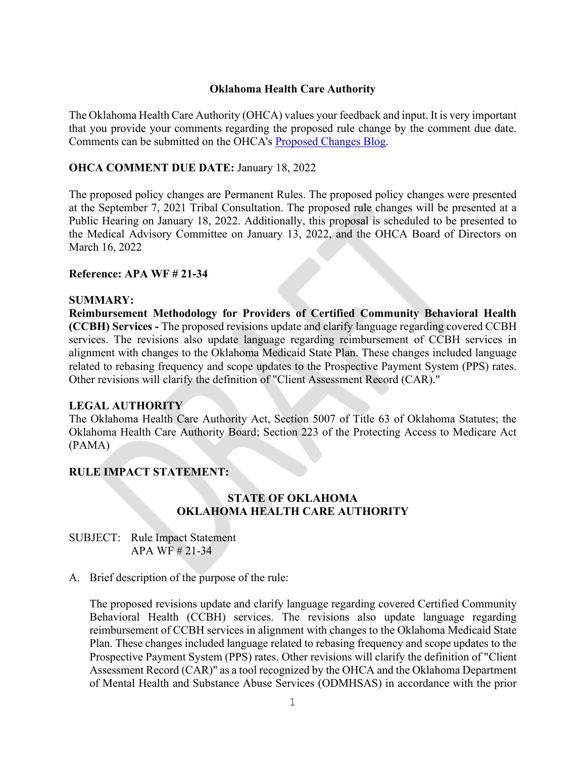**Oklahoma Health Care Authority**

The Oklahoma Health Care Authority (OHCA) values your feedback and input. It is very important that you provide your comments regarding the proposed rule change by the comment due date. Comments can be submitted on the OHCA's Proposed Changes Blog.

**OHCA COMMENT DUE DATE:** January 18, 2022

The proposed policy changes are Permanent Rules. The proposed policy changes were presented at the September 7, 2021 Tribal Consultation. The proposed rule changes will be presented at a Public Hearing on January 18, 2022. Additionally, this proposal is scheduled to be presented to the Medical Advisory Committee on January 13, 2022, and the OHCA Board of Directors on March 16, 2022

**Reference: APA WF # 21-34**

**SUMMARY:**

**Reimbursement Methodology for Providers of Certified Community Behavioral Health (CCBH) Services -** The proposed revisions update and clarify language regarding covered CCBH services. The revisions also update language regarding reimbursement of CCBH services in alignment with changes to the Oklahoma Medicaid State Plan. These changes included language related to rebasing frequency and scope updates to the Prospective Payment System (PPS) rates. Other revisions will clarify the definition of "Client Assessment Record (CAR)."

**LEGAL AUTHORITY**

The Oklahoma Health Care Authority Act, Section 5007 of Title 63 of Oklahoma Statutes; the Oklahoma Health Care Authority Board; Section 223 of the Protecting Access to Medicare Act (PAMA)

**RULE IMPACT STATEMENT:**

**STATE OF OKLAHOMA**
**OKLAHOMA HEALTH CARE AUTHORITY**

SUBJECT: Rule Impact Statement
APA WF # 21-34

A. Brief description of the purpose of the rule:

The proposed revisions update and clarify language regarding covered Certified Community Behavioral Health (CCBH) services. The revisions also update language regarding reimbursement of CCBH services in alignment with changes to the Oklahoma Medicaid State Plan. These changes included language related to rebasing frequency and scope updates to the Prospective Payment System (PPS) rates. Other revisions will clarify the definition of "Client Assessment Record (CAR)" as a tool recognized by the OHCA and the Oklahoma Department of Mental Health and Substance Abuse Services (ODMHSAS) in accordance with the prior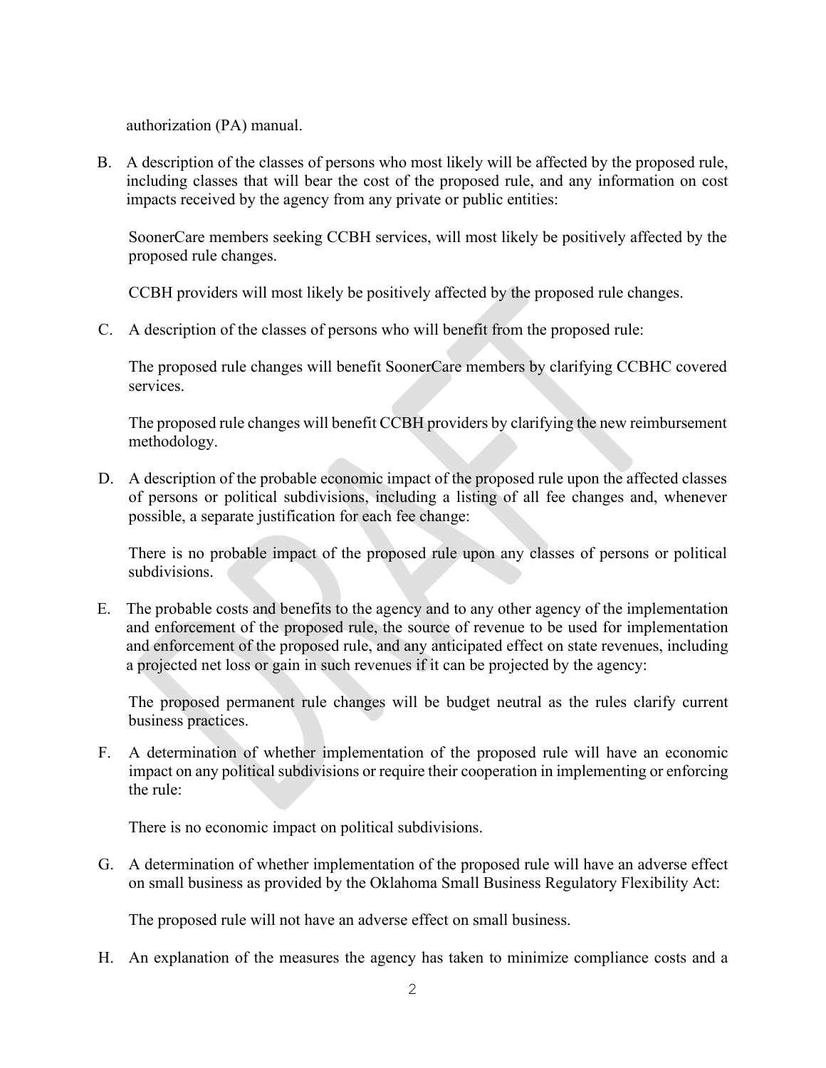authorization (PA) manual.

B. A description of the classes of persons who most likely will be affected by the proposed rule, including classes that will bear the cost of the proposed rule, and any information on cost impacts received by the agency from any private or public entities:

   SoonerCare members seeking CCBH services, will most likely be positively affected by the proposed rule changes.

   CCBH providers will most likely be positively affected by the proposed rule changes.

C. A description of the classes of persons who will benefit from the proposed rule:

   The proposed rule changes will benefit SoonerCare members by clarifying CCBHC covered services.

   The proposed rule changes will benefit CCBH providers by clarifying the new reimbursement methodology.

D. A description of the probable economic impact of the proposed rule upon the affected classes of persons or political subdivisions, including a listing of all fee changes and, whenever possible, a separate justification for each fee change:

   There is no probable impact of the proposed rule upon any classes of persons or political subdivisions.

E. The probable costs and benefits to the agency and to any other agency of the implementation and enforcement of the proposed rule, the source of revenue to be used for implementation and enforcement of the proposed rule, and any anticipated effect on state revenues, including a projected net loss or gain in such revenues if it can be projected by the agency:

   The proposed permanent rule changes will be budget neutral as the rules clarify current business practices.

F. A determination of whether implementation of the proposed rule will have an economic impact on any political subdivisions or require their cooperation in implementing or enforcing the rule:

   There is no economic impact on political subdivisions.

G. A determination of whether implementation of the proposed rule will have an adverse effect on small business as provided by the Oklahoma Small Business Regulatory Flexibility Act:

   The proposed rule will not have an adverse effect on small business.

H. An explanation of the measures the agency has taken to minimize compliance costs and a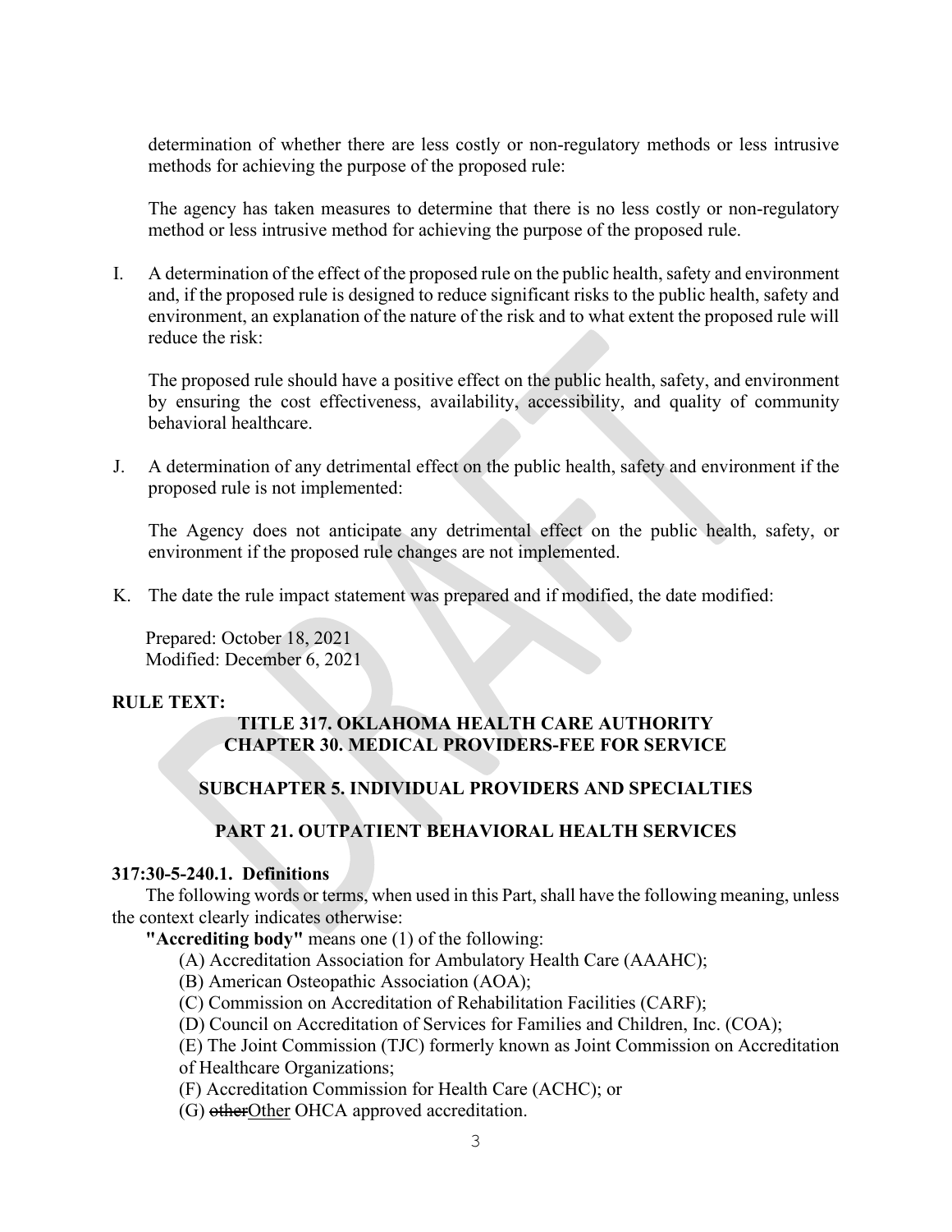determination of whether there are less costly or non-regulatory methods or less intrusive methods for achieving the purpose of the proposed rule:

The agency has taken measures to determine that there is no less costly or non-regulatory method or less intrusive method for achieving the purpose of the proposed rule.

I. A determination of the effect of the proposed rule on the public health, safety and environment and, if the proposed rule is designed to reduce significant risks to the public health, safety and environment, an explanation of the nature of the risk and to what extent the proposed rule will reduce the risk:

The proposed rule should have a positive effect on the public health, safety, and environment by ensuring the cost effectiveness, availability, accessibility, and quality of community behavioral healthcare.

J. A determination of any detrimental effect on the public health, safety and environment if the proposed rule is not implemented:

The Agency does not anticipate any detrimental effect on the public health, safety, or environment if the proposed rule changes are not implemented.

K. The date the rule impact statement was prepared and if modified, the date modified:

Prepared: October 18, 2021
Modified: December 6, 2021

**RULE TEXT:**

**TITLE 317. OKLAHOMA HEALTH CARE AUTHORITY**
**CHAPTER 30. MEDICAL PROVIDERS-FEE FOR SERVICE**

**SUBCHAPTER 5. INDIVIDUAL PROVIDERS AND SPECIALTIES**

**PART 21. OUTPATIENT BEHAVIORAL HEALTH SERVICES**

**317:30-5-240.1. Definitions**

The following words or terms, when used in this Part, shall have the following meaning, unless the context clearly indicates otherwise:

**"Accrediting body"** means one (1) of the following:

(A) Accreditation Association for Ambulatory Health Care (AAAHC);
(B) American Osteopathic Association (AOA);
(C) Commission on Accreditation of Rehabilitation Facilities (CARF);
(D) Council on Accreditation of Services for Families and Children, Inc. (COA);
(E) The Joint Commission (TJC) formerly known as Joint Commission on Accreditation of Healthcare Organizations;
(F) Accreditation Commission for Health Care (ACHC); or
(G) ~~other~~<u>Other</u> OHCA approved accreditation.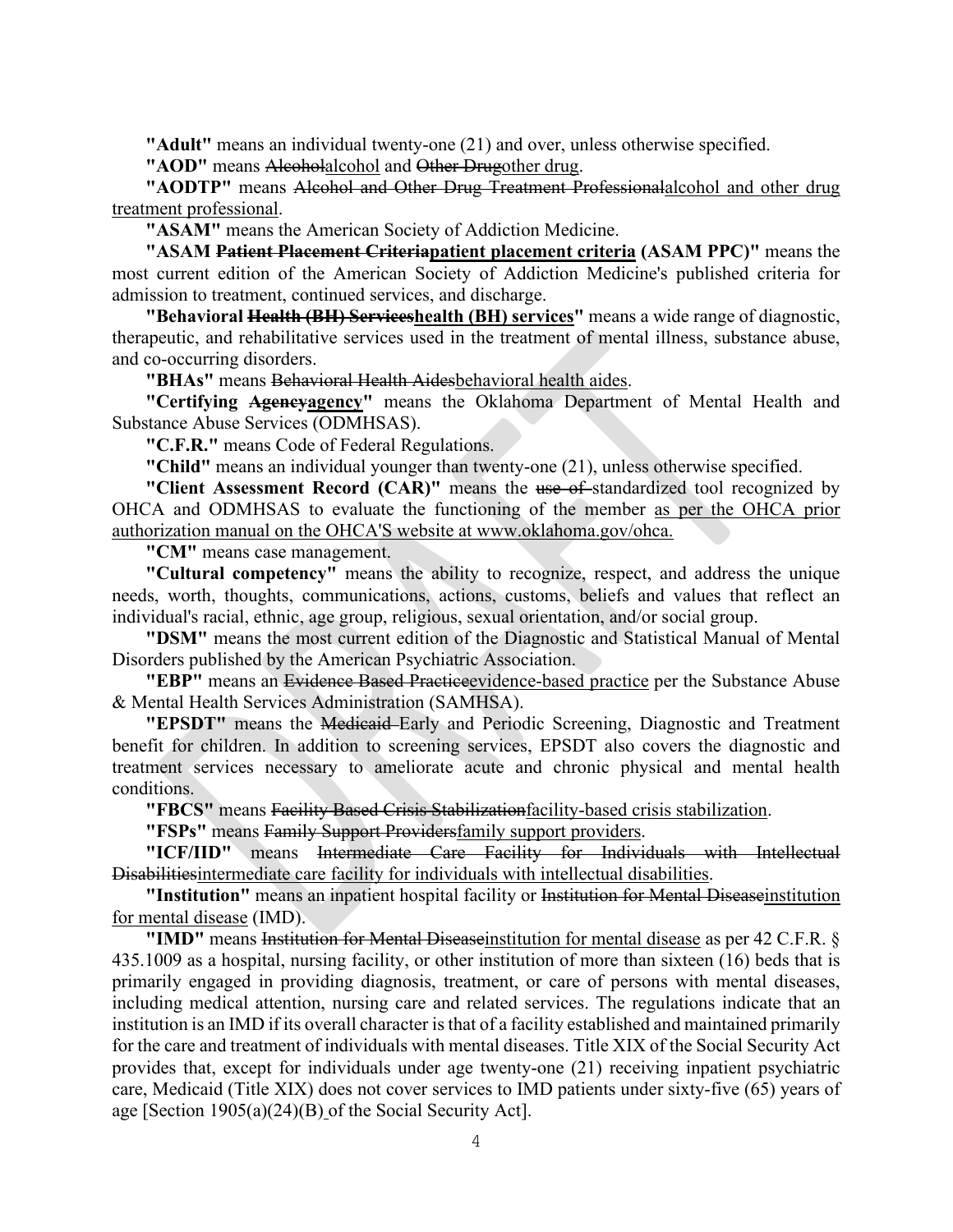**"Adult"** means an individual twenty-one (21) and over, unless otherwise specified.

**"AOD"** means ~~Alcohol~~<u>alcohol</u> and ~~Other Drug~~<u>other drug</u>.

**"AODTP"** means ~~Alcohol and Other Drug Treatment Professional~~<u>alcohol and other drug treatment professional</u>.

**"ASAM"** means the American Society of Addiction Medicine.

**"ASAM ~~Patient Placement Criteria~~<u>patient placement criteria</u> (ASAM PPC)"** means the most current edition of the American Society of Addiction Medicine's published criteria for admission to treatment, continued services, and discharge.

**"Behavioral ~~Health (BH) Services~~<u>health (BH) services</u>"** means a wide range of diagnostic, therapeutic, and rehabilitative services used in the treatment of mental illness, substance abuse, and co-occurring disorders.

**"BHAs"** means ~~Behavioral Health Aides~~<u>behavioral health aides</u>.

**"Certifying ~~Agency~~<u>agency</u>"** means the Oklahoma Department of Mental Health and Substance Abuse Services (ODMHSAS).

**"C.F.R."** means Code of Federal Regulations.

**"Child"** means an individual younger than twenty-one (21), unless otherwise specified.

**"Client Assessment Record (CAR)"** means the ~~use of~~ standardized tool recognized by OHCA and ODMHSAS to evaluate the functioning of the member <u>as per the OHCA prior authorization manual on the OHCA'S website at www.oklahoma.gov/ohca.</u>

**"CM"** means case management.

**"Cultural competency"** means the ability to recognize, respect, and address the unique needs, worth, thoughts, communications, actions, customs, beliefs and values that reflect an individual's racial, ethnic, age group, religious, sexual orientation, and/or social group.

**"DSM"** means the most current edition of the Diagnostic and Statistical Manual of Mental Disorders published by the American Psychiatric Association.

**"EBP"** means an ~~Evidence Based Practice~~<u>evidence-based practice</u> per the Substance Abuse & Mental Health Services Administration (SAMHSA).

**"EPSDT"** means the ~~Medicaid~~ Early and Periodic Screening, Diagnostic and Treatment benefit for children. In addition to screening services, EPSDT also covers the diagnostic and treatment services necessary to ameliorate acute and chronic physical and mental health conditions.

**"FBCS"** means ~~Facility Based Crisis Stabilization~~<u>facility-based crisis stabilization</u>.

**"FSPs"** means ~~Family Support Providers~~<u>family support providers</u>.

**"ICF/IID"** means ~~Intermediate Care Facility for Individuals with Intellectual Disabilities~~<u>intermediate care facility for individuals with intellectual disabilities</u>.

**"Institution"** means an inpatient hospital facility or ~~Institution for Mental Disease~~<u>institution for mental disease</u> (IMD).

**"IMD"** means ~~Institution for Mental Disease~~<u>institution for mental disease</u> as per 42 C.F.R. § 435.1009 as a hospital, nursing facility, or other institution of more than sixteen (16) beds that is primarily engaged in providing diagnosis, treatment, or care of persons with mental diseases, including medical attention, nursing care and related services. The regulations indicate that an institution is an IMD if its overall character is that of a facility established and maintained primarily for the care and treatment of individuals with mental diseases. Title XIX of the Social Security Act provides that, except for individuals under age twenty-one (21) receiving inpatient psychiatric care, Medicaid (Title XIX) does not cover services to IMD patients under sixty-five (65) years of age [Section 1905(a)(24)(B) of the Social Security Act].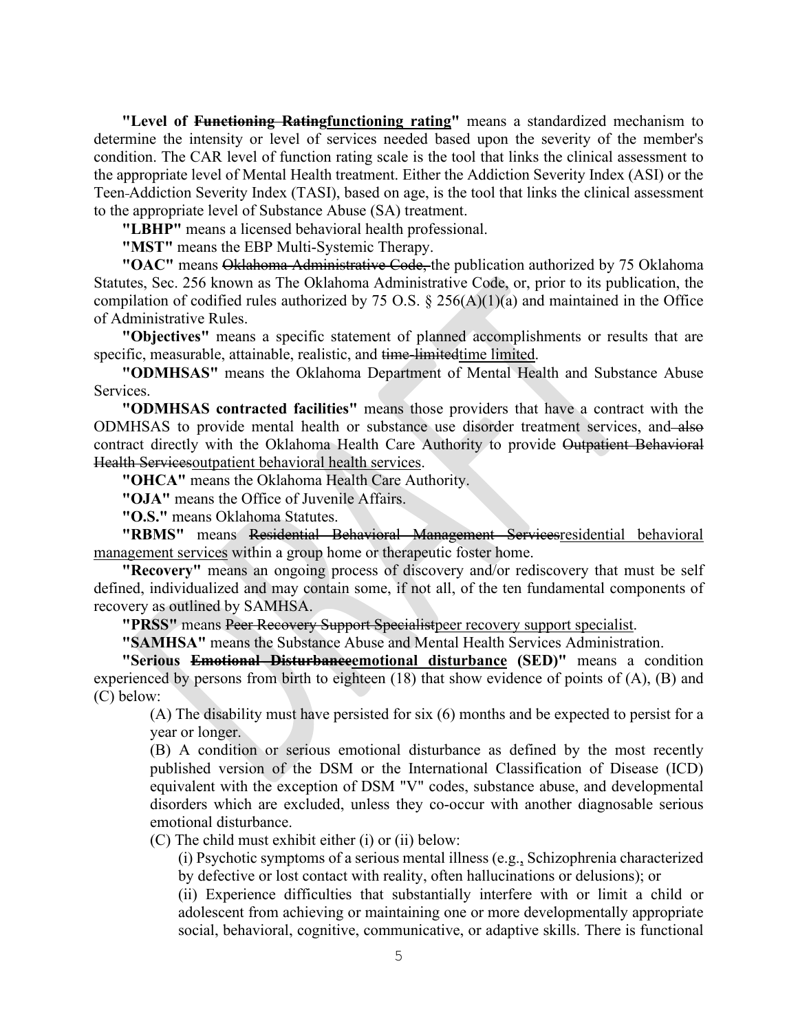**"Level of ~~Functioning Rating~~<u>functioning rating</u>"** means a standardized mechanism to determine the intensity or level of services needed based upon the severity of the member's condition. The CAR level of function rating scale is the tool that links the clinical assessment to the appropriate level of Mental Health treatment. Either the Addiction Severity Index (ASI) or the Teen-Addiction Severity Index (TASI), based on age, is the tool that links the clinical assessment to the appropriate level of Substance Abuse (SA) treatment.

**"LBHP"** means a licensed behavioral health professional.

**"MST"** means the EBP Multi-Systemic Therapy.

**"OAC"** means ~~Oklahoma Administrative Code,~~ the publication authorized by 75 Oklahoma Statutes, Sec. 256 known as The Oklahoma Administrative Code, or, prior to its publication, the compilation of codified rules authorized by 75 O.S. § 256(A)(1)(a) and maintained in the Office of Administrative Rules.

**"Objectives"** means a specific statement of planned accomplishments or results that are specific, measurable, attainable, realistic, and ~~time-limited~~<u>time limited</u>.

**"ODMHSAS"** means the Oklahoma Department of Mental Health and Substance Abuse Services.

**"ODMHSAS contracted facilities"** means those providers that have a contract with the ODMHSAS to provide mental health or substance use disorder treatment services, and ~~also~~ contract directly with the Oklahoma Health Care Authority to provide ~~Outpatient Behavioral Health Services~~<u>outpatient behavioral health services</u>.

**"OHCA"** means the Oklahoma Health Care Authority.

**"OJA"** means the Office of Juvenile Affairs.

**"O.S."** means Oklahoma Statutes.

**"RBMS"** means ~~Residential Behavioral Management Services~~<u>residential behavioral management services</u> within a group home or therapeutic foster home.

**"Recovery"** means an ongoing process of discovery and/or rediscovery that must be self defined, individualized and may contain some, if not all, of the ten fundamental components of recovery as outlined by SAMHSA.

**"PRSS"** means ~~Peer Recovery Support Specialist~~<u>peer recovery support specialist</u>.

**"SAMHSA"** means the Substance Abuse and Mental Health Services Administration.

**"Serious ~~Emotional Disturbance~~<u>emotional disturbance</u> (SED)"** means a condition experienced by persons from birth to eighteen (18) that show evidence of points of (A), (B) and (C) below:

(A) The disability must have persisted for six (6) months and be expected to persist for a year or longer.

(B) A condition or serious emotional disturbance as defined by the most recently published version of the DSM or the International Classification of Disease (ICD) equivalent with the exception of DSM "V" codes, substance abuse, and developmental disorders which are excluded, unless they co-occur with another diagnosable serious emotional disturbance.

(C) The child must exhibit either (i) or (ii) below:

(i) Psychotic symptoms of a serious mental illness (e.g.<u>,</u> Schizophrenia characterized by defective or lost contact with reality, often hallucinations or delusions); or

(ii) Experience difficulties that substantially interfere with or limit a child or adolescent from achieving or maintaining one or more developmentally appropriate social, behavioral, cognitive, communicative, or adaptive skills. There is functional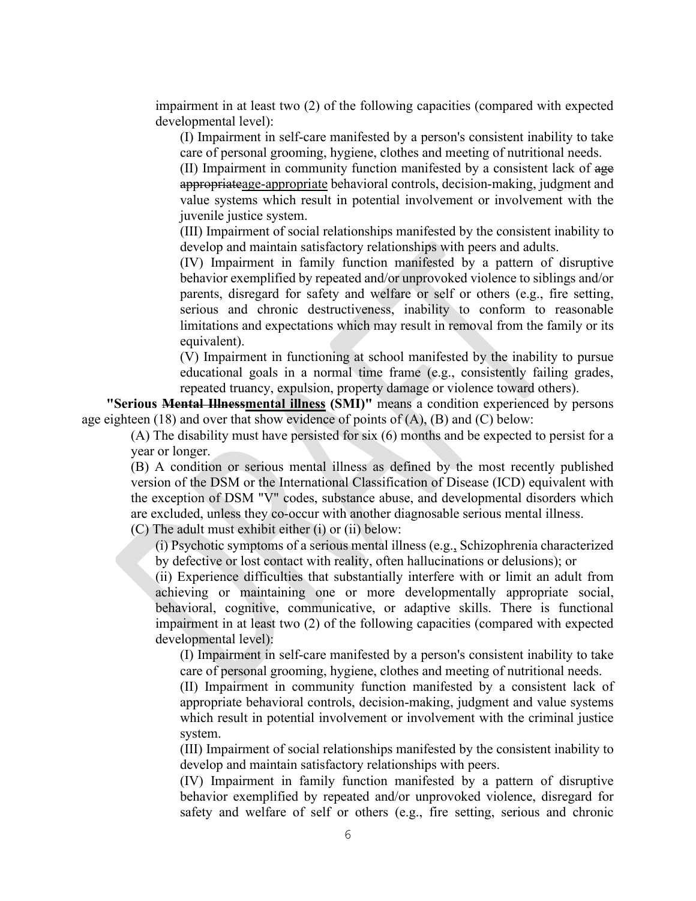impairment in at least two (2) of the following capacities (compared with expected developmental level):

(I) Impairment in self-care manifested by a person's consistent inability to take care of personal grooming, hygiene, clothes and meeting of nutritional needs.

(II) Impairment in community function manifested by a consistent lack of ~~age appropriate~~age-appropriate behavioral controls, decision-making, judgment and value systems which result in potential involvement or involvement with the juvenile justice system.

(III) Impairment of social relationships manifested by the consistent inability to develop and maintain satisfactory relationships with peers and adults.

(IV) Impairment in family function manifested by a pattern of disruptive behavior exemplified by repeated and/or unprovoked violence to siblings and/or parents, disregard for safety and welfare or self or others (e.g., fire setting, serious and chronic destructiveness, inability to conform to reasonable limitations and expectations which may result in removal from the family or its equivalent).

(V) Impairment in functioning at school manifested by the inability to pursue educational goals in a normal time frame (e.g., consistently failing grades, repeated truancy, expulsion, property damage or violence toward others).

**"Serious ~~Mental Illness~~mental illness (SMI)"** means a condition experienced by persons age eighteen (18) and over that show evidence of points of (A), (B) and (C) below:

(A) The disability must have persisted for six (6) months and be expected to persist for a year or longer.

(B) A condition or serious mental illness as defined by the most recently published version of the DSM or the International Classification of Disease (ICD) equivalent with the exception of DSM "V" codes, substance abuse, and developmental disorders which are excluded, unless they co-occur with another diagnosable serious mental illness.

(C) The adult must exhibit either (i) or (ii) below:

(i) Psychotic symptoms of a serious mental illness (e.g., Schizophrenia characterized by defective or lost contact with reality, often hallucinations or delusions); or

(ii) Experience difficulties that substantially interfere with or limit an adult from achieving or maintaining one or more developmentally appropriate social, behavioral, cognitive, communicative, or adaptive skills. There is functional impairment in at least two (2) of the following capacities (compared with expected developmental level):

(I) Impairment in self-care manifested by a person's consistent inability to take care of personal grooming, hygiene, clothes and meeting of nutritional needs.

(II) Impairment in community function manifested by a consistent lack of appropriate behavioral controls, decision-making, judgment and value systems which result in potential involvement or involvement with the criminal justice system.

(III) Impairment of social relationships manifested by the consistent inability to develop and maintain satisfactory relationships with peers.

(IV) Impairment in family function manifested by a pattern of disruptive behavior exemplified by repeated and/or unprovoked violence, disregard for safety and welfare of self or others (e.g., fire setting, serious and chronic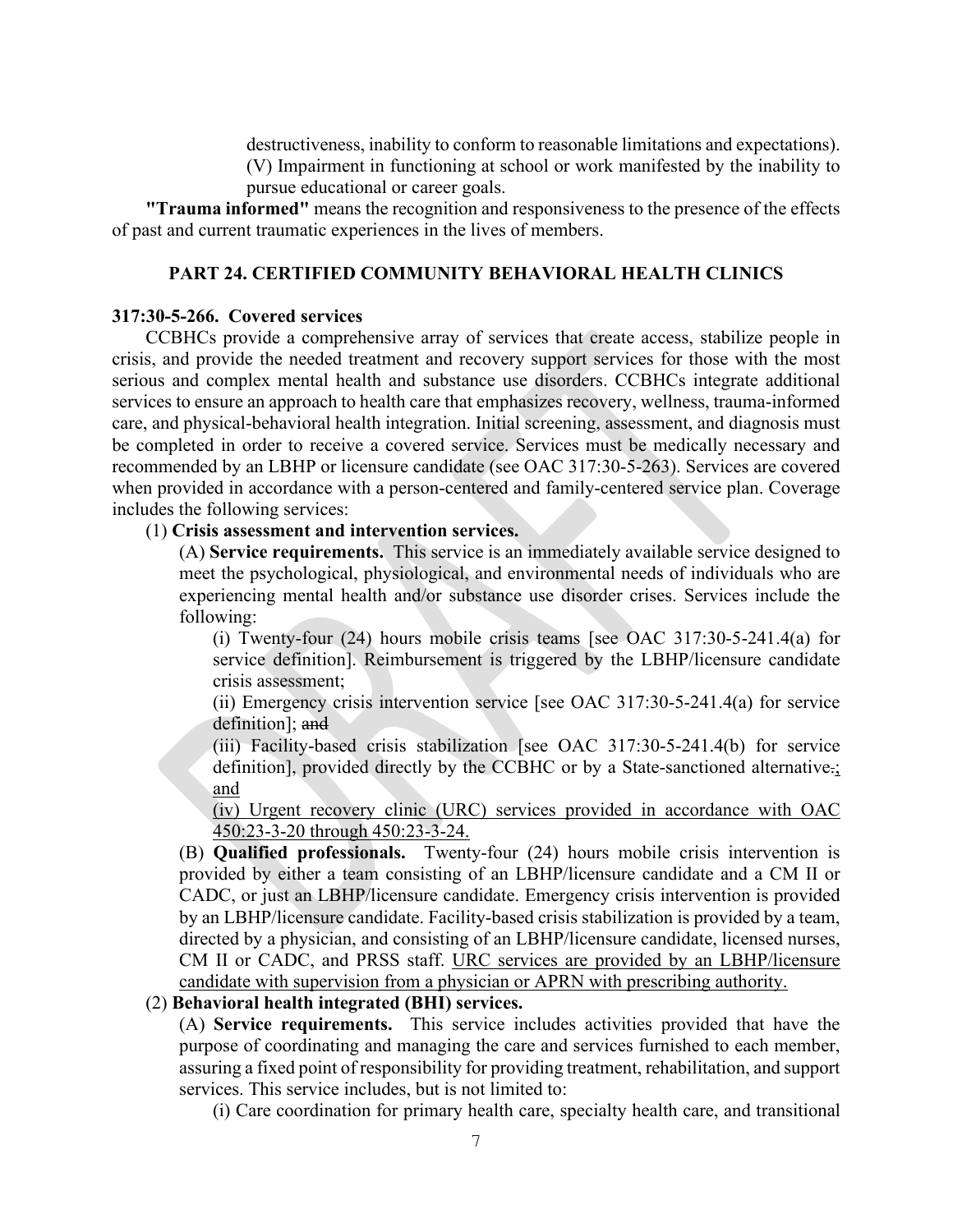destructiveness, inability to conform to reasonable limitations and expectations).

(V) Impairment in functioning at school or work manifested by the inability to pursue educational or career goals.

**"Trauma informed"** means the recognition and responsiveness to the presence of the effects of past and current traumatic experiences in the lives of members.

## PART 24. CERTIFIED COMMUNITY BEHAVIORAL HEALTH CLINICS

**317:30-5-266. Covered services**

CCBHCs provide a comprehensive array of services that create access, stabilize people in crisis, and provide the needed treatment and recovery support services for those with the most serious and complex mental health and substance use disorders. CCBHCs integrate additional services to ensure an approach to health care that emphasizes recovery, wellness, trauma-informed care, and physical-behavioral health integration. Initial screening, assessment, and diagnosis must be completed in order to receive a covered service. Services must be medically necessary and recommended by an LBHP or licensure candidate (see OAC 317:30-5-263). Services are covered when provided in accordance with a person-centered and family-centered service plan. Coverage includes the following services:

(1) **Crisis assessment and intervention services.**

(A) **Service requirements.** This service is an immediately available service designed to meet the psychological, physiological, and environmental needs of individuals who are experiencing mental health and/or substance use disorder crises. Services include the following:

(i) Twenty-four (24) hours mobile crisis teams [see OAC 317:30-5-241.4(a) for service definition]. Reimbursement is triggered by the LBHP/licensure candidate crisis assessment;

(ii) Emergency crisis intervention service [see OAC 317:30-5-241.4(a) for service definition]; ~~and~~

(iii) Facility-based crisis stabilization [see OAC 317:30-5-241.4(b) for service definition], provided directly by the CCBHC or by a State-sanctioned alternative~~.~~<u>; and</u>

<u>(iv) Urgent recovery clinic (URC) services provided in accordance with OAC 450:23-3-20 through 450:23-3-24.</u>

(B) **Qualified professionals.** Twenty-four (24) hours mobile crisis intervention is provided by either a team consisting of an LBHP/licensure candidate and a CM II or CADC, or just an LBHP/licensure candidate. Emergency crisis intervention is provided by an LBHP/licensure candidate. Facility-based crisis stabilization is provided by a team, directed by a physician, and consisting of an LBHP/licensure candidate, licensed nurses, CM II or CADC, and PRSS staff. <u>URC services are provided by an LBHP/licensure candidate with supervision from a physician or APRN with prescribing authority.</u>

(2) **Behavioral health integrated (BHI) services.**

(A) **Service requirements.** This service includes activities provided that have the purpose of coordinating and managing the care and services furnished to each member, assuring a fixed point of responsibility for providing treatment, rehabilitation, and support services. This service includes, but is not limited to:

(i) Care coordination for primary health care, specialty health care, and transitional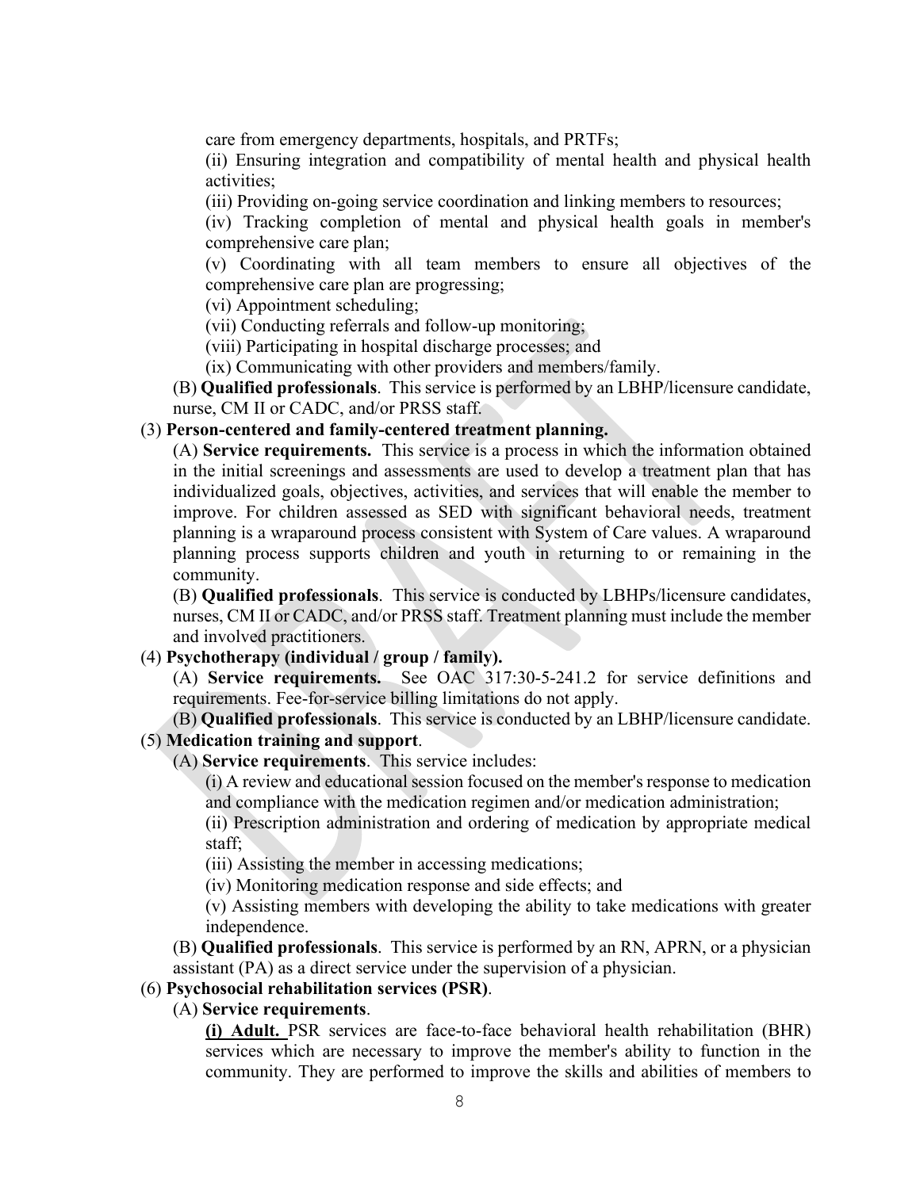care from emergency departments, hospitals, and PRTFs;

(ii) Ensuring integration and compatibility of mental health and physical health activities;

(iii) Providing on-going service coordination and linking members to resources;

(iv) Tracking completion of mental and physical health goals in member's comprehensive care plan;

(v) Coordinating with all team members to ensure all objectives of the comprehensive care plan are progressing;

(vi) Appointment scheduling;

(vii) Conducting referrals and follow-up monitoring;

(viii) Participating in hospital discharge processes; and

(ix) Communicating with other providers and members/family.

(B) **Qualified professionals**. This service is performed by an LBHP/licensure candidate, nurse, CM II or CADC, and/or PRSS staff.

(3) **Person-centered and family-centered treatment planning.**

(A) **Service requirements.** This service is a process in which the information obtained in the initial screenings and assessments are used to develop a treatment plan that has individualized goals, objectives, activities, and services that will enable the member to improve. For children assessed as SED with significant behavioral needs, treatment planning is a wraparound process consistent with System of Care values. A wraparound planning process supports children and youth in returning to or remaining in the community.

(B) **Qualified professionals**. This service is conducted by LBHPs/licensure candidates, nurses, CM II or CADC, and/or PRSS staff. Treatment planning must include the member and involved practitioners.

(4) **Psychotherapy (individual / group / family).**

(A) **Service requirements.** See OAC 317:30-5-241.2 for service definitions and requirements. Fee-for-service billing limitations do not apply.

(B) **Qualified professionals**. This service is conducted by an LBHP/licensure candidate.

(5) **Medication training and support**.

(A) **Service requirements**. This service includes:

(i) A review and educational session focused on the member's response to medication and compliance with the medication regimen and/or medication administration;

(ii) Prescription administration and ordering of medication by appropriate medical staff;

(iii) Assisting the member in accessing medications;

(iv) Monitoring medication response and side effects; and

(v) Assisting members with developing the ability to take medications with greater independence.

(B) **Qualified professionals**. This service is performed by an RN, APRN, or a physician assistant (PA) as a direct service under the supervision of a physician.

(6) **Psychosocial rehabilitation services (PSR)**.

(A) **Service requirements**.

**(i) Adult.** PSR services are face-to-face behavioral health rehabilitation (BHR) services which are necessary to improve the member's ability to function in the community. They are performed to improve the skills and abilities of members to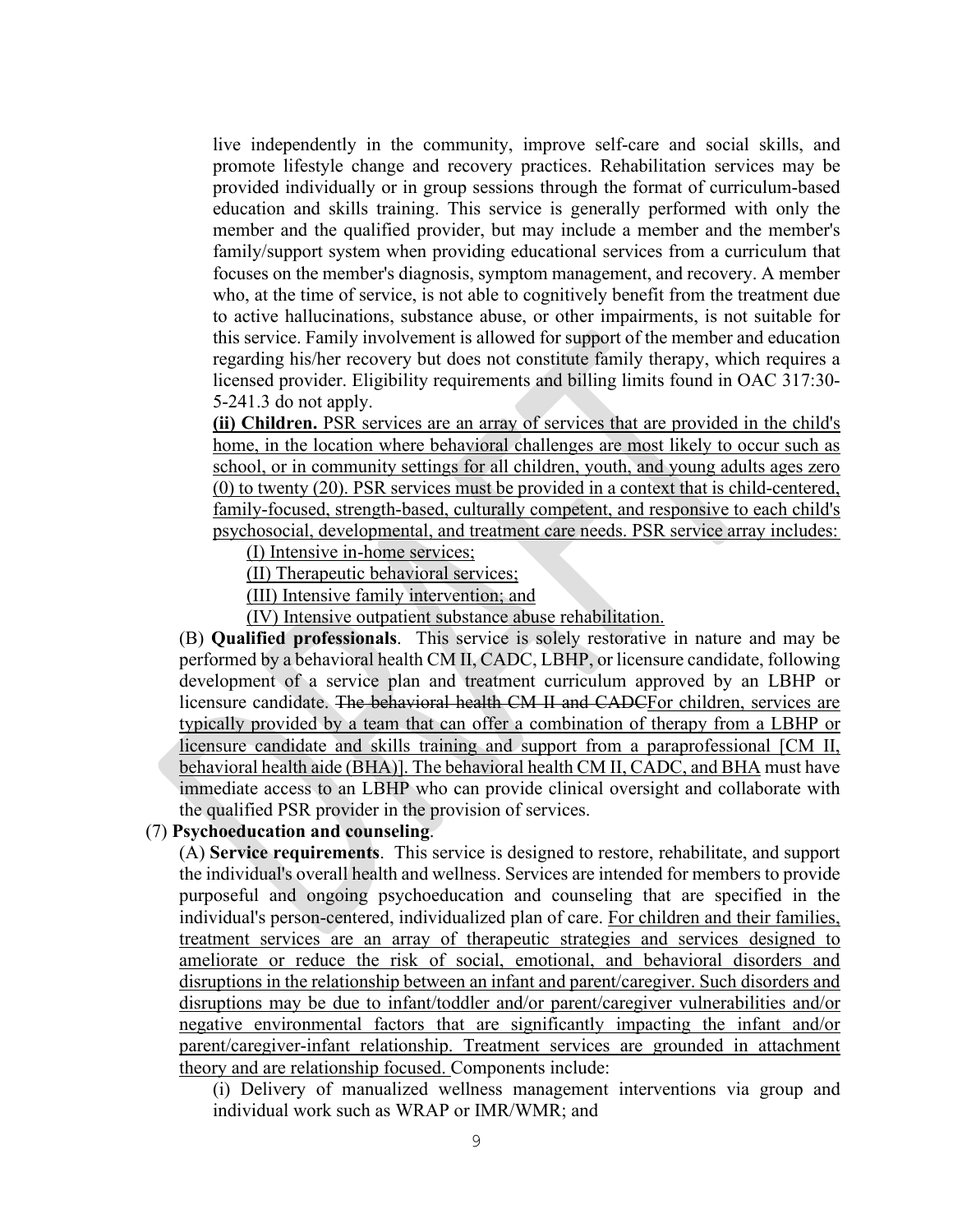live independently in the community, improve self-care and social skills, and promote lifestyle change and recovery practices. Rehabilitation services may be provided individually or in group sessions through the format of curriculum-based education and skills training. This service is generally performed with only the member and the qualified provider, but may include a member and the member's family/support system when providing educational services from a curriculum that focuses on the member's diagnosis, symptom management, and recovery. A member who, at the time of service, is not able to cognitively benefit from the treatment due to active hallucinations, substance abuse, or other impairments, is not suitable for this service. Family involvement is allowed for support of the member and education regarding his/her recovery but does not constitute family therapy, which requires a licensed provider. Eligibility requirements and billing limits found in OAC 317:30-5-241.3 do not apply.

**(ii) Children.** PSR services are an array of services that are provided in the child's home, in the location where behavioral challenges are most likely to occur such as school, or in community settings for all children, youth, and young adults ages zero (0) to twenty (20). PSR services must be provided in a context that is child-centered, family-focused, strength-based, culturally competent, and responsive to each child's psychosocial, developmental, and treatment care needs. PSR service array includes:

(I) Intensive in-home services;

(II) Therapeutic behavioral services;

(III) Intensive family intervention; and

(IV) Intensive outpatient substance abuse rehabilitation.

(B) **Qualified professionals**. This service is solely restorative in nature and may be performed by a behavioral health CM II, CADC, LBHP, or licensure candidate, following development of a service plan and treatment curriculum approved by an LBHP or licensure candidate. ~~The behavioral health CM II and CADC~~For children, services are typically provided by a team that can offer a combination of therapy from a LBHP or licensure candidate and skills training and support from a paraprofessional [CM II, behavioral health aide (BHA)]. The behavioral health CM II, CADC, and BHA must have immediate access to an LBHP who can provide clinical oversight and collaborate with the qualified PSR provider in the provision of services.

(7) **Psychoeducation and counseling**.

(A) **Service requirements**. This service is designed to restore, rehabilitate, and support the individual's overall health and wellness. Services are intended for members to provide purposeful and ongoing psychoeducation and counseling that are specified in the individual's person-centered, individualized plan of care. For children and their families, treatment services are an array of therapeutic strategies and services designed to ameliorate or reduce the risk of social, emotional, and behavioral disorders and disruptions in the relationship between an infant and parent/caregiver. Such disorders and disruptions may be due to infant/toddler and/or parent/caregiver vulnerabilities and/or negative environmental factors that are significantly impacting the infant and/or parent/caregiver-infant relationship. Treatment services are grounded in attachment theory and are relationship focused. Components include:

(i) Delivery of manualized wellness management interventions via group and individual work such as WRAP or IMR/WMR; and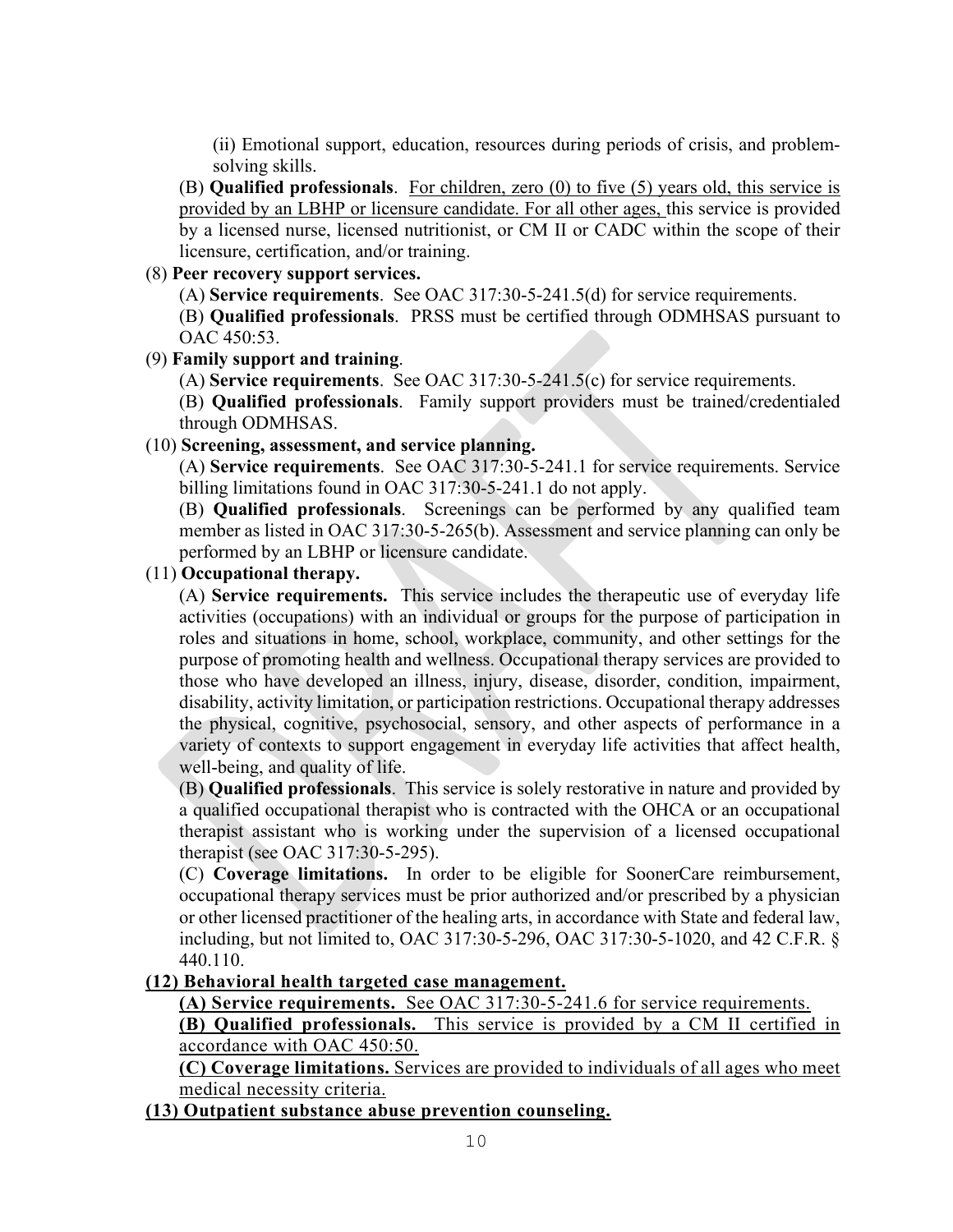(ii) Emotional support, education, resources during periods of crisis, and problem-solving skills.

(B) **Qualified professionals**. <u>For children, zero (0) to five (5) years old, this service is provided by an LBHP or licensure candidate. For all other ages,</u> this service is provided by a licensed nurse, licensed nutritionist, or CM II or CADC within the scope of their licensure, certification, and/or training.

(8) **Peer recovery support services.**

(A) **Service requirements**. See OAC 317:30-5-241.5(d) for service requirements.

(B) **Qualified professionals**. PRSS must be certified through ODMHSAS pursuant to OAC 450:53.

(9) **Family support and training**.

(A) **Service requirements**. See OAC 317:30-5-241.5(c) for service requirements.

(B) **Qualified professionals**. Family support providers must be trained/credentialed through ODMHSAS.

(10) **Screening, assessment, and service planning.**

(A) **Service requirements**. See OAC 317:30-5-241.1 for service requirements. Service billing limitations found in OAC 317:30-5-241.1 do not apply.

(B) **Qualified professionals**. Screenings can be performed by any qualified team member as listed in OAC 317:30-5-265(b). Assessment and service planning can only be performed by an LBHP or licensure candidate.

(11) **Occupational therapy.**

(A) **Service requirements.** This service includes the therapeutic use of everyday life activities (occupations) with an individual or groups for the purpose of participation in roles and situations in home, school, workplace, community, and other settings for the purpose of promoting health and wellness. Occupational therapy services are provided to those who have developed an illness, injury, disease, disorder, condition, impairment, disability, activity limitation, or participation restrictions. Occupational therapy addresses the physical, cognitive, psychosocial, sensory, and other aspects of performance in a variety of contexts to support engagement in everyday life activities that affect health, well-being, and quality of life.

(B) **Qualified professionals**. This service is solely restorative in nature and provided by a qualified occupational therapist who is contracted with the OHCA or an occupational therapist assistant who is working under the supervision of a licensed occupational therapist (see OAC 317:30-5-295).

(C) **Coverage limitations.** In order to be eligible for SoonerCare reimbursement, occupational therapy services must be prior authorized and/or prescribed by a physician or other licensed practitioner of the healing arts, in accordance with State and federal law, including, but not limited to, OAC 317:30-5-296, OAC 317:30-5-1020, and 42 C.F.R. § 440.110.

<u>**(12) Behavioral health targeted case management.**</u>

<u>**(A) Service requirements.** See OAC 317:30-5-241.6 for service requirements.</u>

<u>**(B) Qualified professionals.** This service is provided by a CM II certified in accordance with OAC 450:50.</u>

<u>**(C) Coverage limitations.** Services are provided to individuals of all ages who meet medical necessity criteria.</u>

<u>**(13) Outpatient substance abuse prevention counseling.**</u>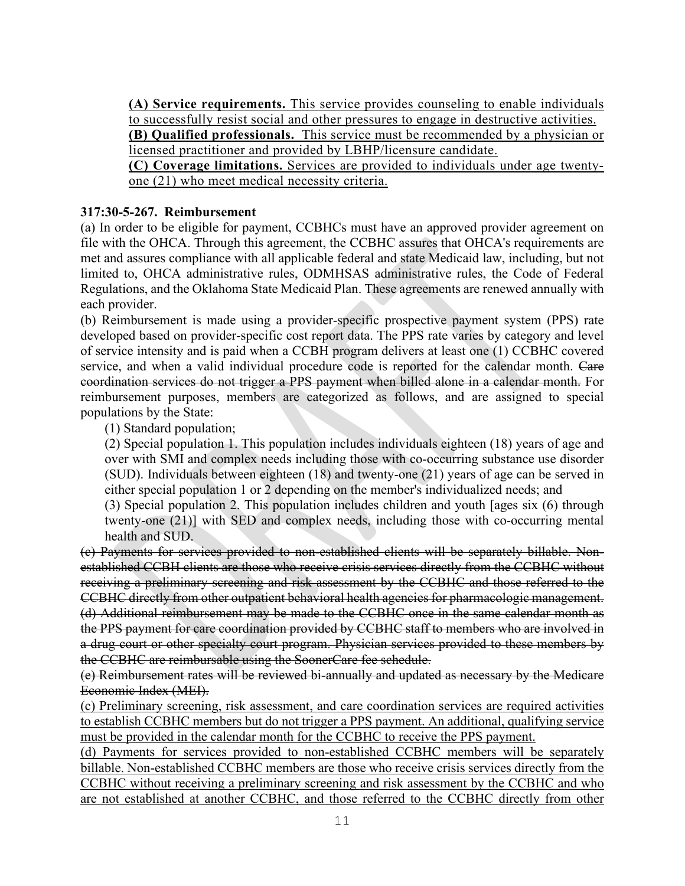**(A) Service requirements.** This service provides counseling to enable individuals to successfully resist social and other pressures to engage in destructive activities.
**(B) Qualified professionals.** This service must be recommended by a physician or licensed practitioner and provided by LBHP/licensure candidate.
**(C) Coverage limitations.** Services are provided to individuals under age twenty-one (21) who meet medical necessity criteria.

**317:30-5-267. Reimbursement**

(a) In order to be eligible for payment, CCBHCs must have an approved provider agreement on file with the OHCA. Through this agreement, the CCBHC assures that OHCA's requirements are met and assures compliance with all applicable federal and state Medicaid law, including, but not limited to, OHCA administrative rules, ODMHSAS administrative rules, the Code of Federal Regulations, and the Oklahoma State Medicaid Plan. These agreements are renewed annually with each provider.

(b) Reimbursement is made using a provider-specific prospective payment system (PPS) rate developed based on provider-specific cost report data. The PPS rate varies by category and level of service intensity and is paid when a CCBH program delivers at least one (1) CCBHC covered service, and when a valid individual procedure code is reported for the calendar month. ~~Care coordination services do not trigger a PPS payment when billed alone in a calendar month.~~ For reimbursement purposes, members are categorized as follows, and are assigned to special populations by the State:

(1) Standard population;

(2) Special population 1. This population includes individuals eighteen (18) years of age and over with SMI and complex needs including those with co-occurring substance use disorder (SUD). Individuals between eighteen (18) and twenty-one (21) years of age can be served in either special population 1 or 2 depending on the member's individualized needs; and

(3) Special population 2. This population includes children and youth [ages six (6) through twenty-one (21)] with SED and complex needs, including those with co-occurring mental health and SUD.

~~(c) Payments for services provided to non-established clients will be separately billable. Non-established CCBH clients are those who receive crisis services directly from the CCBHC without receiving a preliminary screening and risk assessment by the CCBHC and those referred to the CCBHC directly from other outpatient behavioral health agencies for pharmacologic management.~~

~~(d) Additional reimbursement may be made to the CCBHC once in the same calendar month as the PPS payment for care coordination provided by CCBHC staff to members who are involved in a drug court or other specialty court program. Physician services provided to these members by the CCBHC are reimbursable using the SoonerCare fee schedule.~~

~~(e) Reimbursement rates will be reviewed bi-annually and updated as necessary by the Medicare Economic Index (MEI).~~

(c) Preliminary screening, risk assessment, and care coordination services are required activities to establish CCBHC members but do not trigger a PPS payment. An additional, qualifying service must be provided in the calendar month for the CCBHC to receive the PPS payment.

(d) Payments for services provided to non-established CCBHC members will be separately billable. Non-established CCBHC members are those who receive crisis services directly from the CCBHC without receiving a preliminary screening and risk assessment by the CCBHC and who are not established at another CCBHC, and those referred to the CCBHC directly from other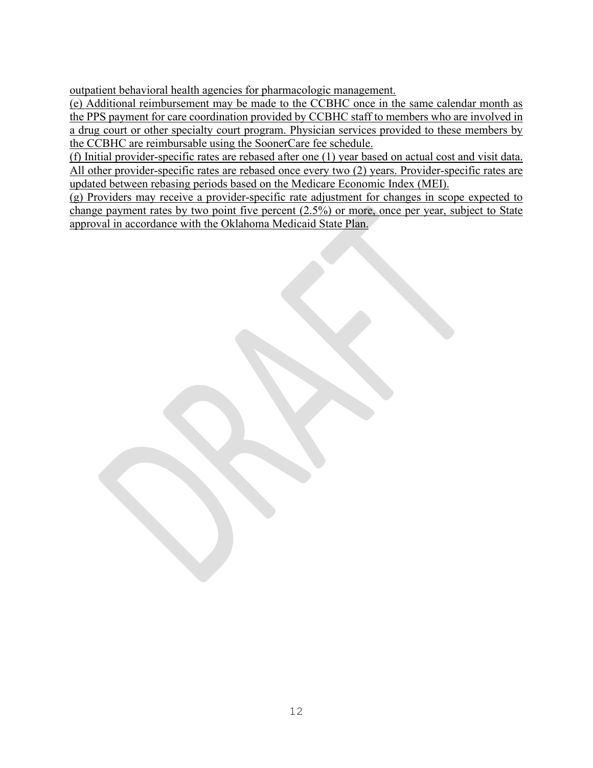outpatient behavioral health agencies for pharmacologic management.

(e) Additional reimbursement may be made to the CCBHC once in the same calendar month as the PPS payment for care coordination provided by CCBHC staff to members who are involved in a drug court or other specialty court program. Physician services provided to these members by the CCBHC are reimbursable using the SoonerCare fee schedule.

(f) Initial provider-specific rates are rebased after one (1) year based on actual cost and visit data. All other provider-specific rates are rebased once every two (2) years. Provider-specific rates are updated between rebasing periods based on the Medicare Economic Index (MEI).

(g) Providers may receive a provider-specific rate adjustment for changes in scope expected to change payment rates by two point five percent (2.5%) or more, once per year, subject to State approval in accordance with the Oklahoma Medicaid State Plan.